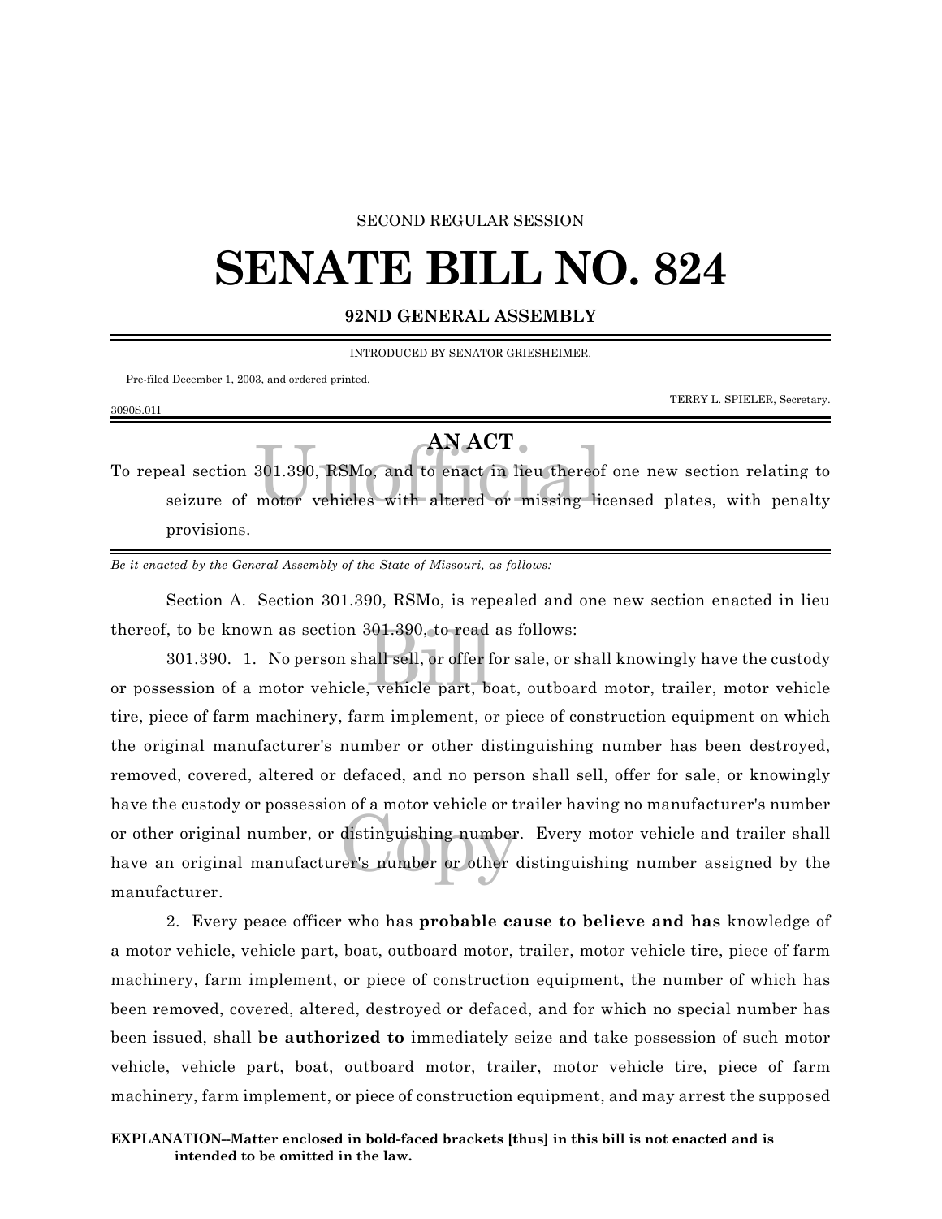SECOND REGULAR SESSION

# SENATE BILL NO. 824

**92ND GENERAL ASSEMBLY**

INTRODUCED BY SENATOR GRIESHEIMER.

Pre-filed December 1, 2003, and ordered printed.

TERRY L. SPIELER, Secretary.

3090S.01I

## AN ACT

To repeal section 301.390, RSMo, and to enact in lieu thereof one new section relating to seizure of motor vehicles with altered or missing licensed plates, with penalty provisions.

*Be it enacted by the General Assembly of the State of Missouri, as follows:*

Section A. Section 301.390, RSMo, is repealed and one new section enacted in lieu thereof, to be known as section 301.390, to read as follows:

301.390. 1. No person shall sell, or offer for sale, or shall knowingly have the custody or possession of a motor vehicle, vehicle part, boat, outboard motor, trailer, motor vehicle tire, piece of farm machinery, farm implement, or piece of construction equipment on which the original manufacturer's number or other distinguishing number has been destroyed, removed, covered, altered or defaced, and no person shall sell, offer for sale, or knowingly have the custody or possession of a motor vehicle or trailer having no manufacturer's number or other original number, or distinguishing number. Every motor vehicle and trailer shall have an original manufacturer's number or other distinguishing number assigned by the manufacturer.

2. Every peace officer who has **probable cause to believe and has** knowledge of a motor vehicle, vehicle part, boat, outboard motor, trailer, motor vehicle tire, piece of farm machinery, farm implement, or piece of construction equipment, the number of which has been removed, covered, altered, destroyed or defaced, and for which no special number has been issued, shall **be authorized to** immediately seize and take possession of such motor vehicle, vehicle part, boat, outboard motor, trailer, motor vehicle tire, piece of farm machinery, farm implement, or piece of construction equipment, and may arrest the supposed

**EXPLANATION--Matter enclosed in bold-faced brackets [thus] in this bill is not enacted and is intended to be omitted in the law.**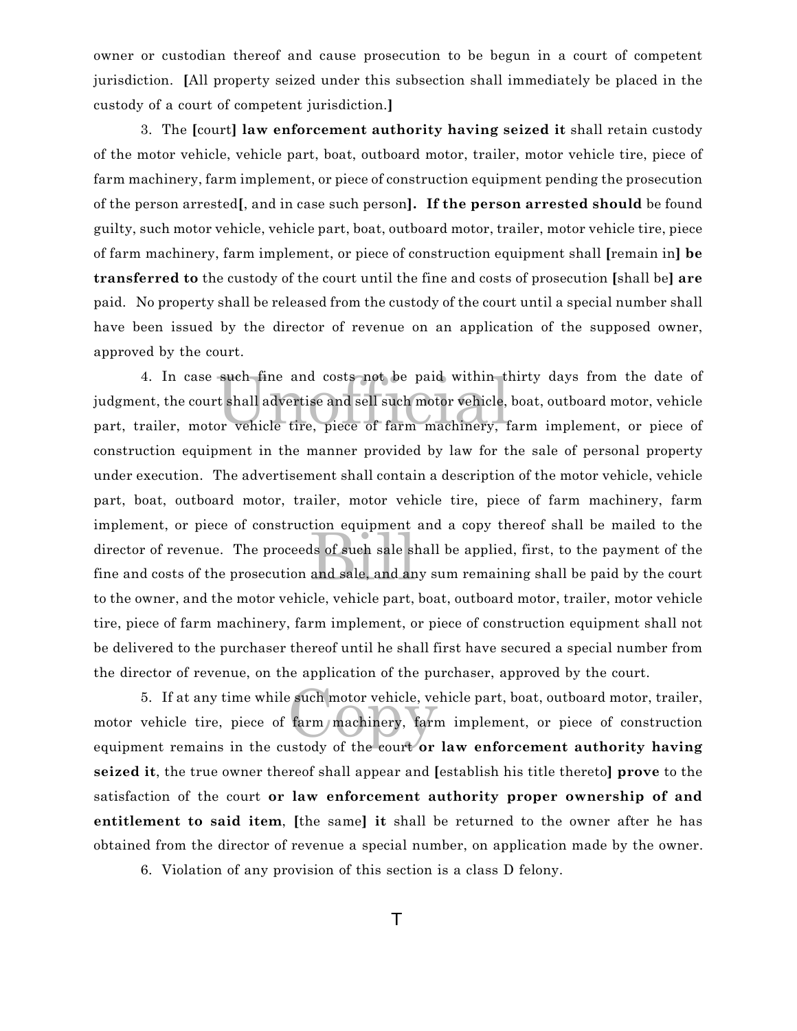owner or custodian thereof and cause prosecution to be begun in a court of competent jurisdiction. [All property seized under this subsection shall immediately be placed in the custody of a court of competent jurisdiction.]

3. The [court] **law enforcement authority having seized it** shall retain custody of the motor vehicle, vehicle part, boat, outboard motor, trailer, motor vehicle tire, piece of farm machinery, farm implement, or piece of construction equipment pending the prosecution of the person arrested[, and in case such person]**. If the person arrested should** be found guilty, such motor vehicle, vehicle part, boat, outboard motor, trailer, motor vehicle tire, piece of farm machinery, farm implement, or piece of construction equipment shall [remain in] **be transferred to** the custody of the court until the fine and costs of prosecution [shall be] **are** paid. No property shall be released from the custody of the court until a special number shall have been issued by the director of revenue on an application of the supposed owner, approved by the court.

4. In case such fine and costs not be paid within thirty days from the date of judgment, the court shall advertise and sell such motor vehicle, boat, outboard motor, vehicle part, trailer, motor vehicle tire, piece of farm machinery, farm implement, or piece of construction equipment in the manner provided by law for the sale of personal property under execution. The advertisement shall contain a description of the motor vehicle, vehicle part, boat, outboard motor, trailer, motor vehicle tire, piece of farm machinery, farm implement, or piece of construction equipment and a copy thereof shall be mailed to the director of revenue. The proceeds of such sale shall be applied, first, to the payment of the fine and costs of the prosecution and sale, and any sum remaining shall be paid by the court to the owner, and the motor vehicle, vehicle part, boat, outboard motor, trailer, motor vehicle tire, piece of farm machinery, farm implement, or piece of construction equipment shall not be delivered to the purchaser thereof until he shall first have secured a special number from the director of revenue, on the application of the purchaser, approved by the court.

5. If at any time while such motor vehicle, vehicle part, boat, outboard motor, trailer, motor vehicle tire, piece of farm machinery, farm implement, or piece of construction equipment remains in the custody of the court **or law enforcement authority having seized it**, the true owner thereof shall appear and [establish his title thereto] **prove** to the satisfaction of the court **or law enforcement authority proper ownership of and entitlement to said item**, [the same] **it** shall be returned to the owner after he has obtained from the director of revenue a special number, on application made by the owner.

6. Violation of any provision of this section is a class D felony.

T